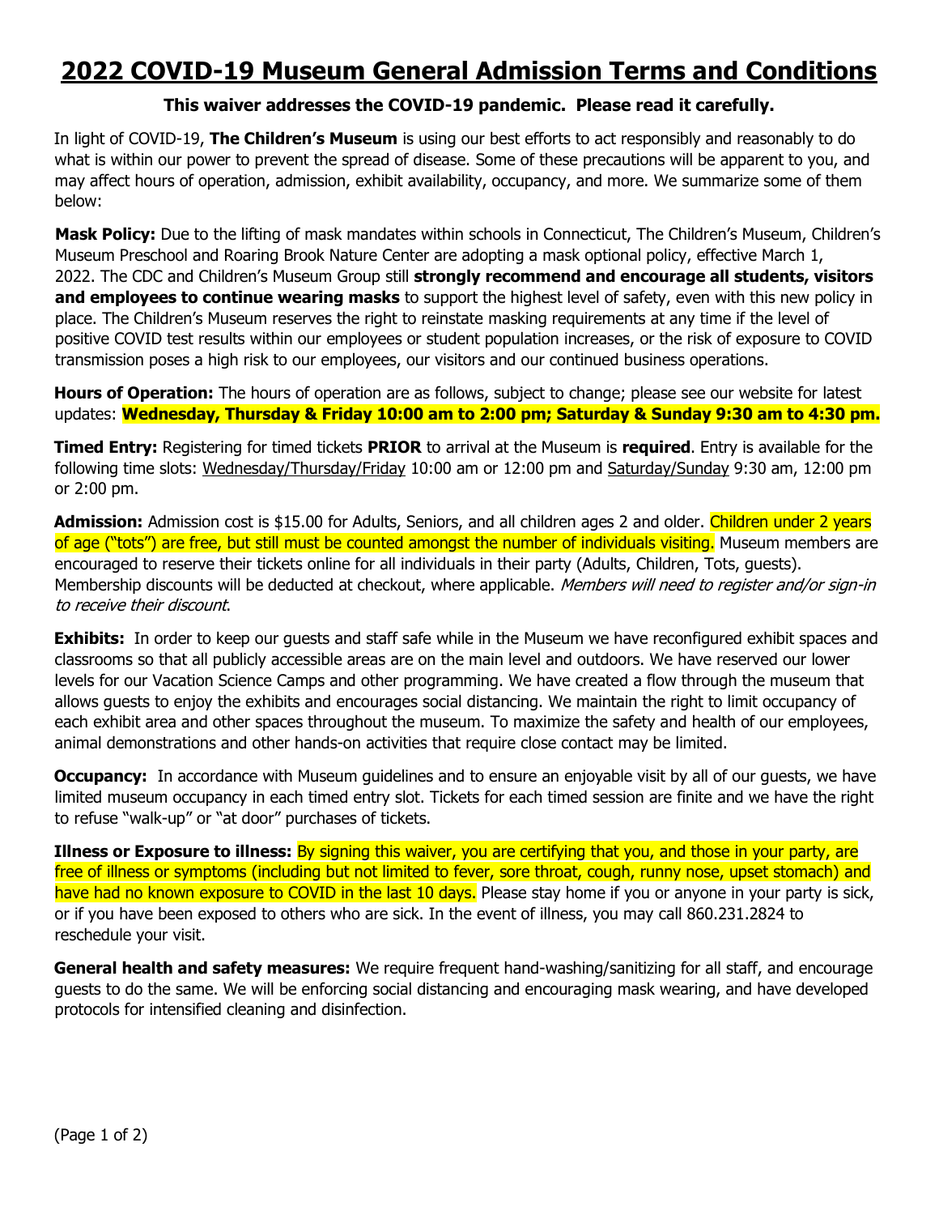# 2022 COVID-19 Museum General Admission Terms and Conditions

**This waiver addresses the COVID-19 pandemic. Please read it carefully.**

In light of COVID-19, **The Children's Museum** is using our best efforts to act responsibly and reasonably to do what is within our power to prevent the spread of disease. Some of these precautions will be apparent to you, and may affect hours of operation, admission, exhibit availability, occupancy, and more. We summarize some of them below:

**Mask Policy:** Due to the lifting of mask mandates within schools in Connecticut, The Children's Museum, Children's Museum Preschool and Roaring Brook Nature Center are adopting a mask optional policy, effective March 1, 2022. The CDC and Children's Museum Group still **strongly recommend and encourage all students, visitors and employees to continue wearing masks** to support the highest level of safety, even with this new policy in place. The Children's Museum reserves the right to reinstate masking requirements at any time if the level of positive COVID test results within our employees or student population increases, or the risk of exposure to COVID transmission poses a high risk to our employees, our visitors and our continued business operations.

**Hours of Operation:** The hours of operation are as follows, subject to change; please see our website for latest updates: **Wednesday, Thursday & Friday 10:00 am to 2:00 pm; Saturday & Sunday 9:30 am to 4:30 pm.**

**Timed Entry:** Registering for timed tickets **PRIOR** to arrival at the Museum is **required**. Entry is available for the following time slots: Wednesday/Thursday/Friday 10:00 am or 12:00 pm and Saturday/Sunday 9:30 am, 12:00 pm or 2:00 pm.

**Admission:** Admission cost is $15.00 for Adults, Seniors, and all children ages 2 and older. Children under 2 years of age ("tots") are free, but still must be counted amongst the number of individuals visiting. Museum members are encouraged to reserve their tickets online for all individuals in their party (Adults, Children, Tots, guests). Membership discounts will be deducted at checkout, where applicable. *Members will need to register and/or sign-in to receive their discount*.

**Exhibits:** In order to keep our guests and staff safe while in the Museum we have reconfigured exhibit spaces and classrooms so that all publicly accessible areas are on the main level and outdoors. We have reserved our lower levels for our Vacation Science Camps and other programming. We have created a flow through the museum that allows guests to enjoy the exhibits and encourages social distancing. We maintain the right to limit occupancy of each exhibit area and other spaces throughout the museum. To maximize the safety and health of our employees, animal demonstrations and other hands-on activities that require close contact may be limited.

**Occupancy:** In accordance with Museum guidelines and to ensure an enjoyable visit by all of our guests, we have limited museum occupancy in each timed entry slot. Tickets for each timed session are finite and we have the right to refuse "walk-up" or "at door" purchases of tickets.

**Illness or Exposure to illness:** By signing this waiver, you are certifying that you, and those in your party, are free of illness or symptoms (including but not limited to fever, sore throat, cough, runny nose, upset stomach) and have had no known exposure to COVID in the last 10 days. Please stay home if you or anyone in your party is sick, or if you have been exposed to others who are sick. In the event of illness, you may call 860.231.2824 to reschedule your visit.

**General health and safety measures:** We require frequent hand-washing/sanitizing for all staff, and encourage guests to do the same. We will be enforcing social distancing and encouraging mask wearing, and have developed protocols for intensified cleaning and disinfection.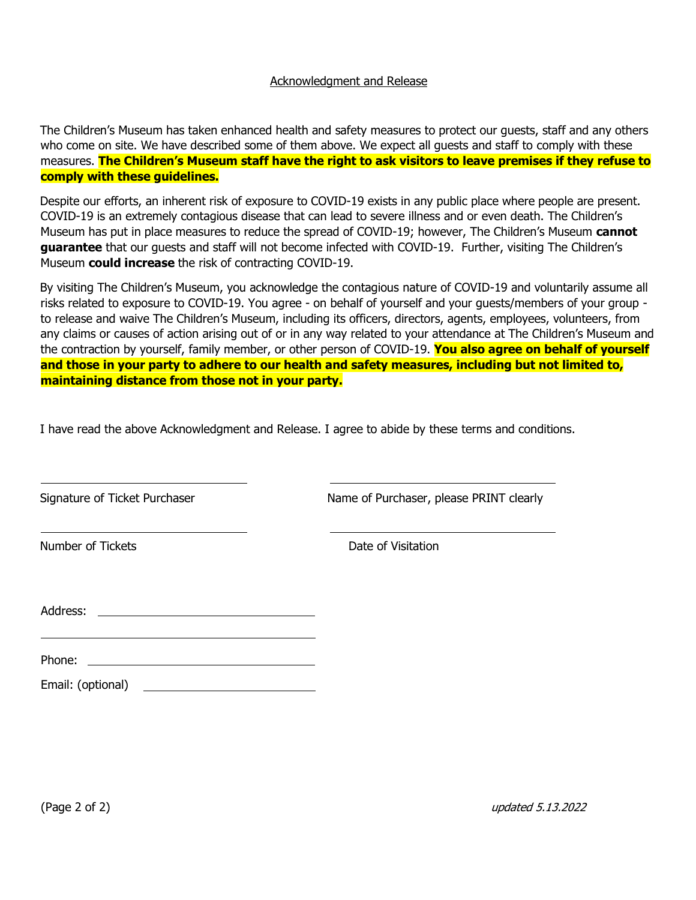## Acknowledgment and Release

The Children's Museum has taken enhanced health and safety measures to protect our guests, staff and any others who come on site. We have described some of them above. We expect all guests and staff to comply with these measures. **The Children's Museum staff have the right to ask visitors to leave premises if they refuse to comply with these guidelines.**

Despite our efforts, an inherent risk of exposure to COVID-19 exists in any public place where people are present. COVID-19 is an extremely contagious disease that can lead to severe illness and or even death. The Children's Museum has put in place measures to reduce the spread of COVID-19; however, The Children's Museum **cannot guarantee** that our guests and staff will not become infected with COVID-19. Further, visiting The Children's Museum **could increase** the risk of contracting COVID-19.

By visiting The Children's Museum, you acknowledge the contagious nature of COVID-19 and voluntarily assume all risks related to exposure to COVID-19. You agree - on behalf of yourself and your guests/members of your group - to release and waive The Children's Museum, including its officers, directors, agents, employees, volunteers, from any claims or causes of action arising out of or in any way related to your attendance at The Children's Museum and the contraction by yourself, family member, or other person of COVID-19. **You also agree on behalf of yourself and those in your party to adhere to our health and safety measures, including but not limited to, maintaining distance from those not in your party.**

I have read the above Acknowledgment and Release. I agree to abide by these terms and conditions.

______________________________ ______________________________

Signature of Ticket Purchaser Name of Purchaser, please PRINT clearly

______________________________ ______________________________

Number of Tickets Date of Visitation

Address: ______________________________

______________________________

Phone: ______________________________

Email: (optional) ______________________________

*updated 5.13.2022*